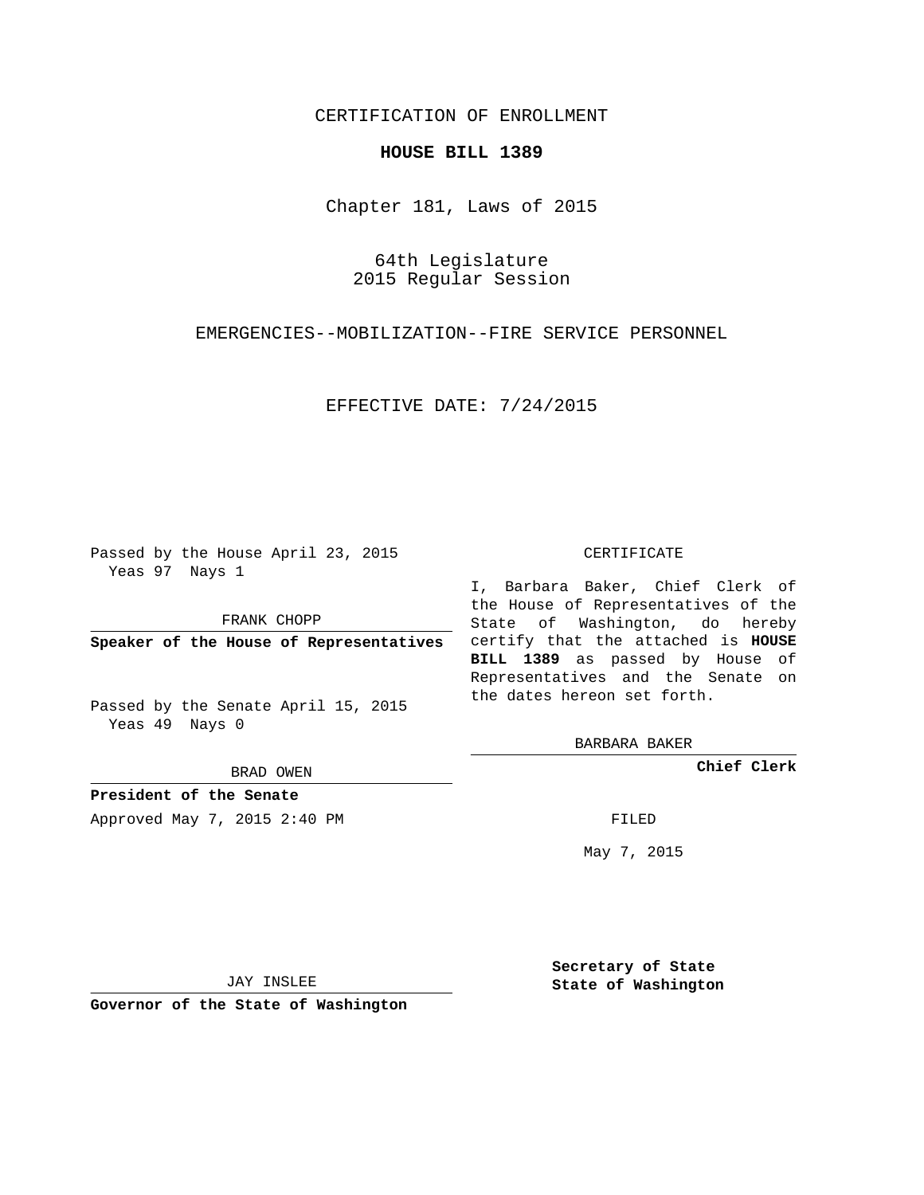CERTIFICATION OF ENROLLMENT

**HOUSE BILL 1389**

Chapter 181, Laws of 2015

64th Legislature
2015 Regular Session

EMERGENCIES--MOBILIZATION--FIRE SERVICE PERSONNEL

EFFECTIVE DATE: 7/24/2015

Passed by the House April 23, 2015
Yeas 97 Nays 1

FRANK CHOPP

**Speaker of the House of Representatives**

Passed by the Senate April 15, 2015
Yeas 49 Nays 0

BRAD OWEN

**President of the Senate**

Approved May 7, 2015 2:40 PM

JAY INSLEE

**Governor of the State of Washington**

CERTIFICATE

I, Barbara Baker, Chief Clerk of the House of Representatives of the State of Washington, do hereby certify that the attached is **HOUSE BILL 1389** as passed by House of Representatives and the Senate on the dates hereon set forth.

BARBARA BAKER

**Chief Clerk**

FILED

May 7, 2015

**Secretary of State**
**State of Washington**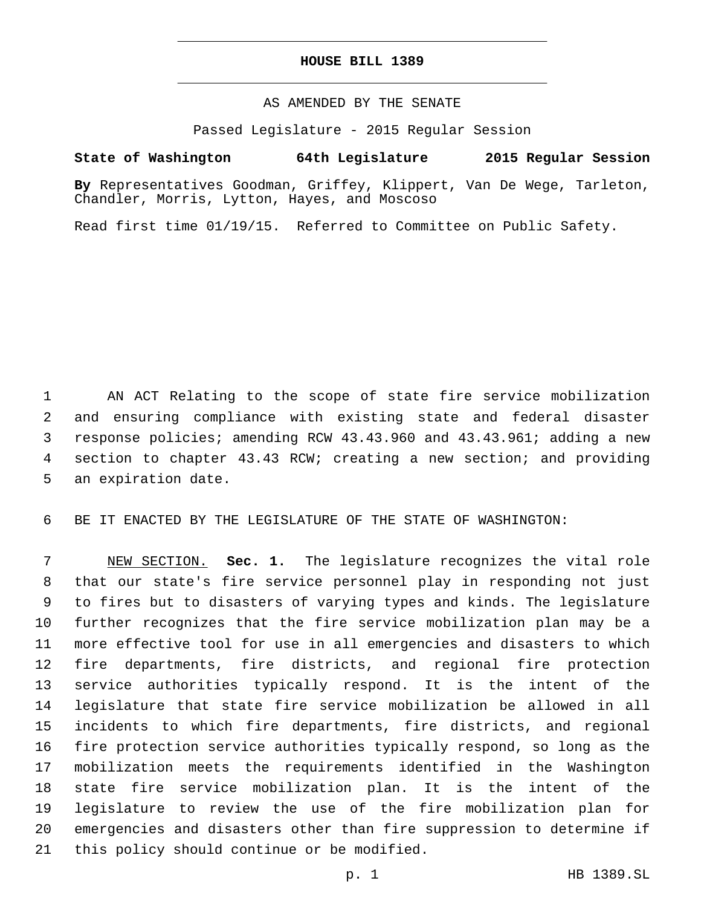# HOUSE BILL 1389

AS AMENDED BY THE SENATE

Passed Legislature - 2015 Regular Session

**State of Washington 64th Legislature 2015 Regular Session**

**By** Representatives Goodman, Griffey, Klippert, Van De Wege, Tarleton, Chandler, Morris, Lytton, Hayes, and Moscoso

Read first time 01/19/15. Referred to Committee on Public Safety.

AN ACT Relating to the scope of state fire service mobilization and ensuring compliance with existing state and federal disaster response policies; amending RCW 43.43.960 and 43.43.961; adding a new section to chapter 43.43 RCW; creating a new section; and providing an expiration date.

BE IT ENACTED BY THE LEGISLATURE OF THE STATE OF WASHINGTON:

NEW SECTION. **Sec. 1.** The legislature recognizes the vital role that our state's fire service personnel play in responding not just to fires but to disasters of varying types and kinds. The legislature further recognizes that the fire service mobilization plan may be a more effective tool for use in all emergencies and disasters to which fire departments, fire districts, and regional fire protection service authorities typically respond. It is the intent of the legislature that state fire service mobilization be allowed in all incidents to which fire departments, fire districts, and regional fire protection service authorities typically respond, so long as the mobilization meets the requirements identified in the Washington state fire service mobilization plan. It is the intent of the legislature to review the use of the fire mobilization plan for emergencies and disasters other than fire suppression to determine if this policy should continue or be modified.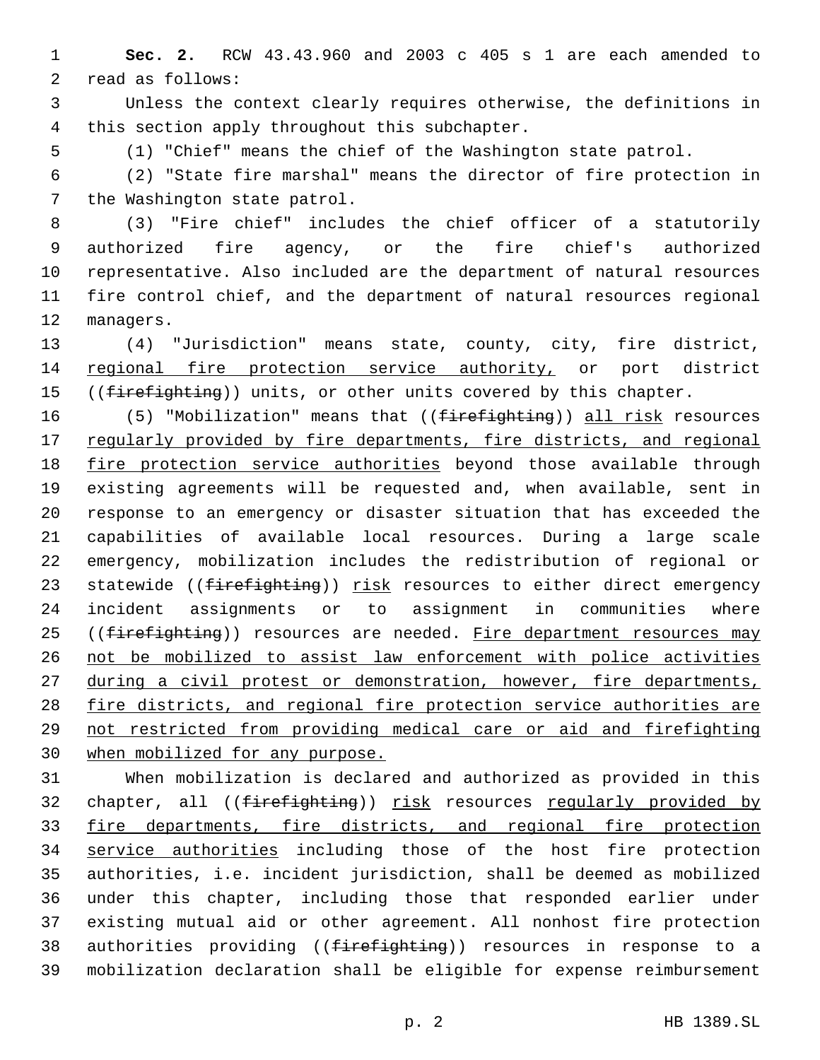**Sec. 2.** RCW 43.43.960 and 2003 c 405 s 1 are each amended to read as follows:

Unless the context clearly requires otherwise, the definitions in this section apply throughout this subchapter.

(1) "Chief" means the chief of the Washington state patrol.

(2) "State fire marshal" means the director of fire protection in the Washington state patrol.

(3) "Fire chief" includes the chief officer of a statutorily authorized fire agency, or the fire chief's authorized representative. Also included are the department of natural resources fire control chief, and the department of natural resources regional managers.

(4) "Jurisdiction" means state, county, city, fire district, <u>regional fire protection service authority,</u> or port district ((~~firefighting~~)) units, or other units covered by this chapter.

(5) "Mobilization" means that ((~~firefighting~~)) <u>all risk</u> resources <u>regularly provided by fire departments, fire districts, and regional fire protection service authorities</u> beyond those available through existing agreements will be requested and, when available, sent in response to an emergency or disaster situation that has exceeded the capabilities of available local resources. During a large scale emergency, mobilization includes the redistribution of regional or statewide ((~~firefighting~~)) <u>risk</u> resources to either direct emergency incident assignments or to assignment in communities where ((~~firefighting~~)) resources are needed. <u>Fire department resources may not be mobilized to assist law enforcement with police activities during a civil protest or demonstration, however, fire departments, fire districts, and regional fire protection service authorities are not restricted from providing medical care or aid and firefighting when mobilized for any purpose.</u>

When mobilization is declared and authorized as provided in this chapter, all ((~~firefighting~~)) <u>risk</u> resources <u>regularly provided by fire departments, fire districts, and regional fire protection service authorities</u> including those of the host fire protection authorities, i.e. incident jurisdiction, shall be deemed as mobilized under this chapter, including those that responded earlier under existing mutual aid or other agreement. All nonhost fire protection authorities providing ((~~firefighting~~)) resources in response to a mobilization declaration shall be eligible for expense reimbursement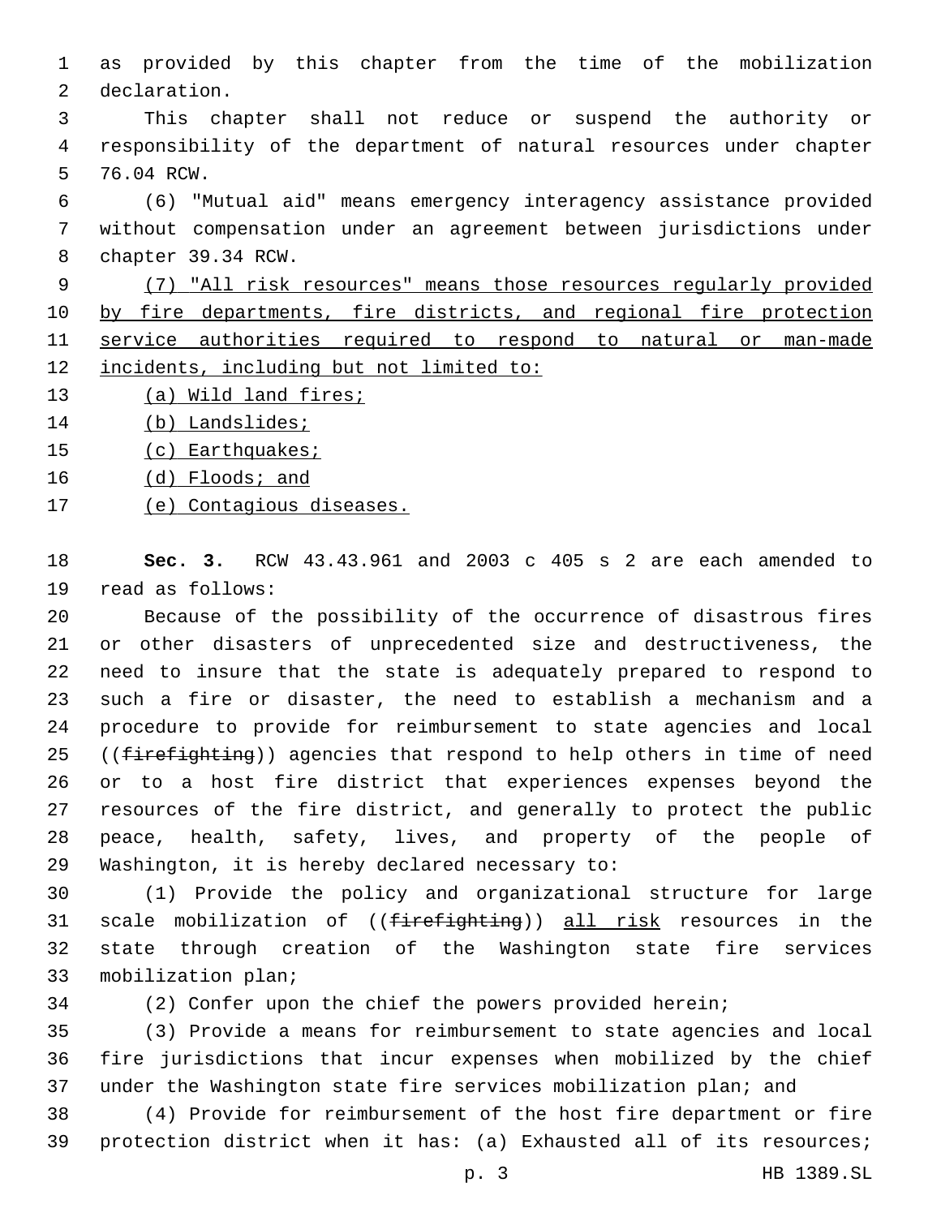as provided by this chapter from the time of the mobilization declaration.

This chapter shall not reduce or suspend the authority or responsibility of the department of natural resources under chapter 76.04 RCW.

(6) "Mutual aid" means emergency interagency assistance provided without compensation under an agreement between jurisdictions under chapter 39.34 RCW.

<u>(7) "All risk resources" means those resources regularly provided by fire departments, fire districts, and regional fire protection service authorities required to respond to natural or man-made incidents, including but not limited to:</u>

<u>(a) Wild land fires;</u>

<u>(b) Landslides;</u>

<u>(c) Earthquakes;</u>

<u>(d) Floods; and</u>

<u>(e) Contagious diseases.</u>

**Sec. 3.** RCW 43.43.961 and 2003 c 405 s 2 are each amended to read as follows:

Because of the possibility of the occurrence of disastrous fires or other disasters of unprecedented size and destructiveness, the need to insure that the state is adequately prepared to respond to such a fire or disaster, the need to establish a mechanism and a procedure to provide for reimbursement to state agencies and local ((~~firefighting~~)) agencies that respond to help others in time of need or to a host fire district that experiences expenses beyond the resources of the fire district, and generally to protect the public peace, health, safety, lives, and property of the people of Washington, it is hereby declared necessary to:

(1) Provide the policy and organizational structure for large scale mobilization of ((~~firefighting~~)) <u>all risk</u> resources in the state through creation of the Washington state fire services mobilization plan;

(2) Confer upon the chief the powers provided herein;

(3) Provide a means for reimbursement to state agencies and local fire jurisdictions that incur expenses when mobilized by the chief under the Washington state fire services mobilization plan; and

(4) Provide for reimbursement of the host fire department or fire protection district when it has: (a) Exhausted all of its resources;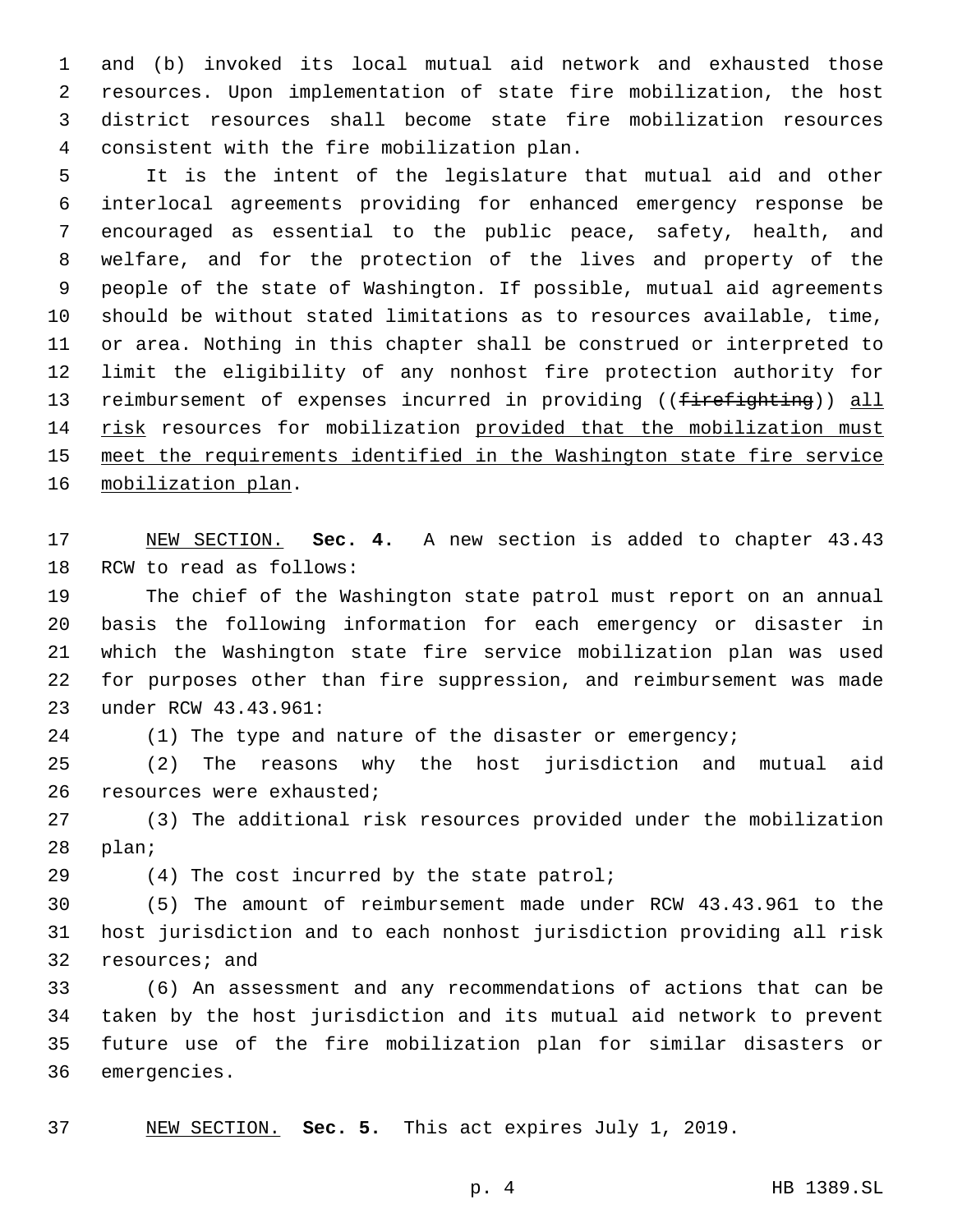and (b) invoked its local mutual aid network and exhausted those resources. Upon implementation of state fire mobilization, the host district resources shall become state fire mobilization resources consistent with the fire mobilization plan.

It is the intent of the legislature that mutual aid and other interlocal agreements providing for enhanced emergency response be encouraged as essential to the public peace, safety, health, and welfare, and for the protection of the lives and property of the people of the state of Washington. If possible, mutual aid agreements should be without stated limitations as to resources available, time, or area. Nothing in this chapter shall be construed or interpreted to limit the eligibility of any nonhost fire protection authority for reimbursement of expenses incurred in providing ((~~firefighting~~)) <u>all risk</u> resources for mobilization <u>provided that the mobilization must meet the requirements identified in the Washington state fire service mobilization plan</u>.

<u>NEW SECTION.</u> **Sec. 4.** A new section is added to chapter 43.43 RCW to read as follows:

The chief of the Washington state patrol must report on an annual basis the following information for each emergency or disaster in which the Washington state fire service mobilization plan was used for purposes other than fire suppression, and reimbursement was made under RCW 43.43.961:

(1) The type and nature of the disaster or emergency;

(2) The reasons why the host jurisdiction and mutual aid resources were exhausted;

(3) The additional risk resources provided under the mobilization plan;

(4) The cost incurred by the state patrol;

(5) The amount of reimbursement made under RCW 43.43.961 to the host jurisdiction and to each nonhost jurisdiction providing all risk resources; and

(6) An assessment and any recommendations of actions that can be taken by the host jurisdiction and its mutual aid network to prevent future use of the fire mobilization plan for similar disasters or emergencies.

<u>NEW SECTION.</u> **Sec. 5.** This act expires July 1, 2019.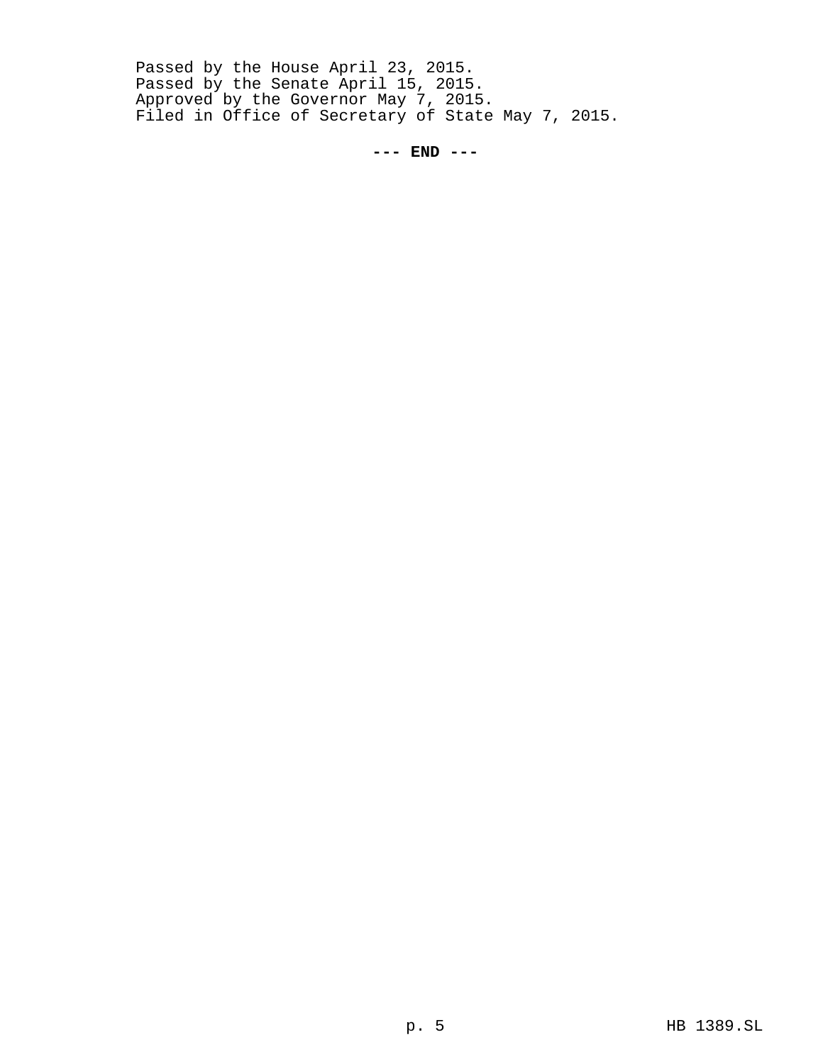Passed by the House April 23, 2015.
Passed by the Senate April 15, 2015.
Approved by the Governor May 7, 2015.
Filed in Office of Secretary of State May 7, 2015.

**--- END ---**